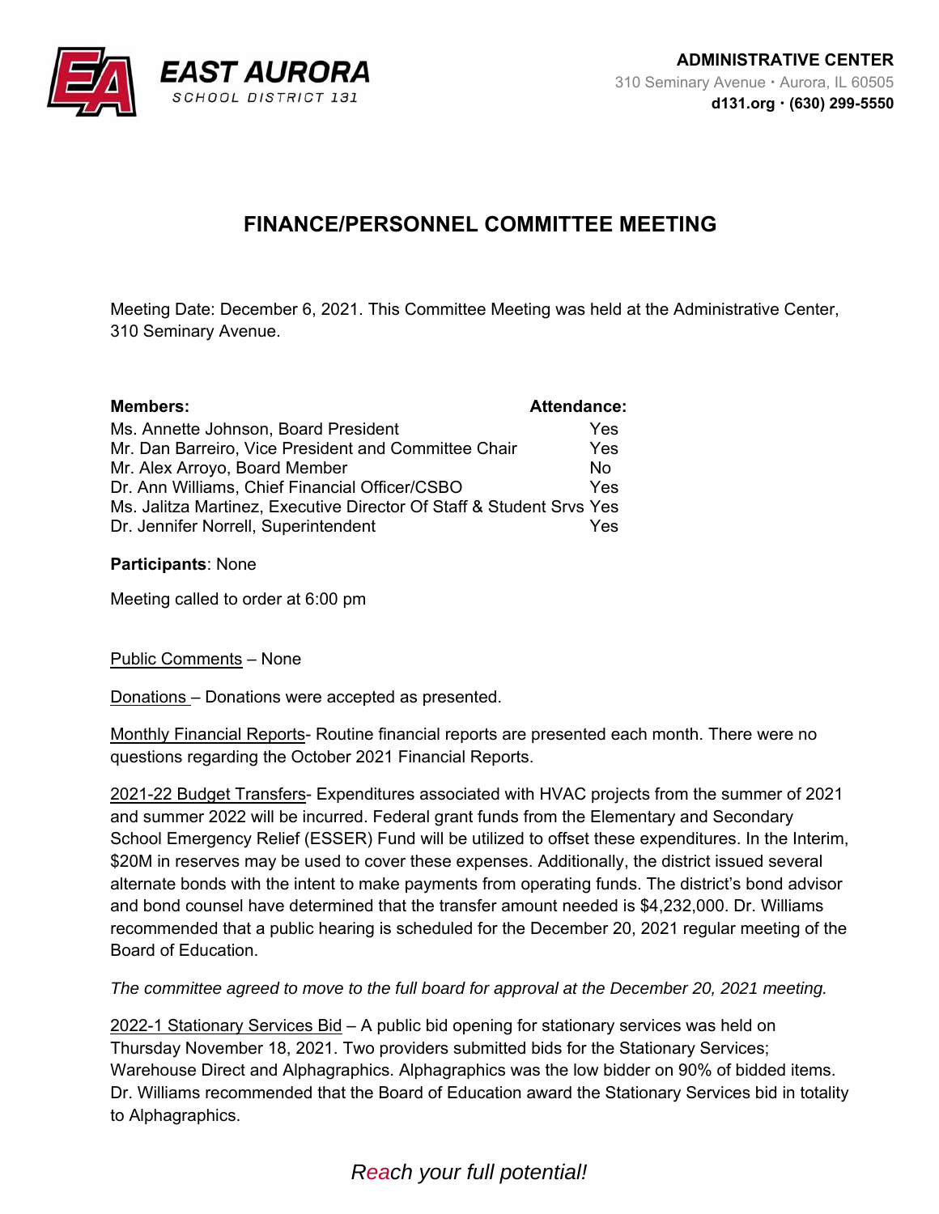EAST AURORA
SCHOOL DISTRICT 131

**ADMINISTRATIVE CENTER**
310 Seminary Avenue • Aurora, IL 60505
**d131.org • (630) 299-5550**

# FINANCE/PERSONNEL COMMITTEE MEETING

Meeting Date: December 6, 2021. This Committee Meeting was held at the Administrative Center, 310 Seminary Avenue.

| **Members:** | **Attendance:** |
|---|---|
| Ms. Annette Johnson, Board President | Yes |
| Mr. Dan Barreiro, Vice President and Committee Chair | Yes |
| Mr. Alex Arroyo, Board Member | No |
| Dr. Ann Williams, Chief Financial Officer/CSBO | Yes |
| Ms. Jalitza Martinez, Executive Director Of Staff & Student Srvs | Yes |
| Dr. Jennifer Norrell, Superintendent | Yes |

**Participants**: None

Meeting called to order at 6:00 pm

Public Comments – None

Donations – Donations were accepted as presented.

Monthly Financial Reports- Routine financial reports are presented each month. There were no questions regarding the October 2021 Financial Reports.

2021-22 Budget Transfers- Expenditures associated with HVAC projects from the summer of 2021 and summer 2022 will be incurred. Federal grant funds from the Elementary and Secondary School Emergency Relief (ESSER) Fund will be utilized to offset these expenditures. In the Interim, $20M in reserves may be used to cover these expenses. Additionally, the district issued several alternate bonds with the intent to make payments from operating funds. The district's bond advisor and bond counsel have determined that the transfer amount needed is $4,232,000. Dr. Williams recommended that a public hearing is scheduled for the December 20, 2021 regular meeting of the Board of Education.

*The committee agreed to move to the full board for approval at the December 20, 2021 meeting.*

2022-1 Stationary Services Bid – A public bid opening for stationary services was held on Thursday November 18, 2021. Two providers submitted bids for the Stationary Services; Warehouse Direct and Alphagraphics. Alphagraphics was the low bidder on 90% of bidded items. Dr. Williams recommended that the Board of Education award the Stationary Services bid in totality to Alphagraphics.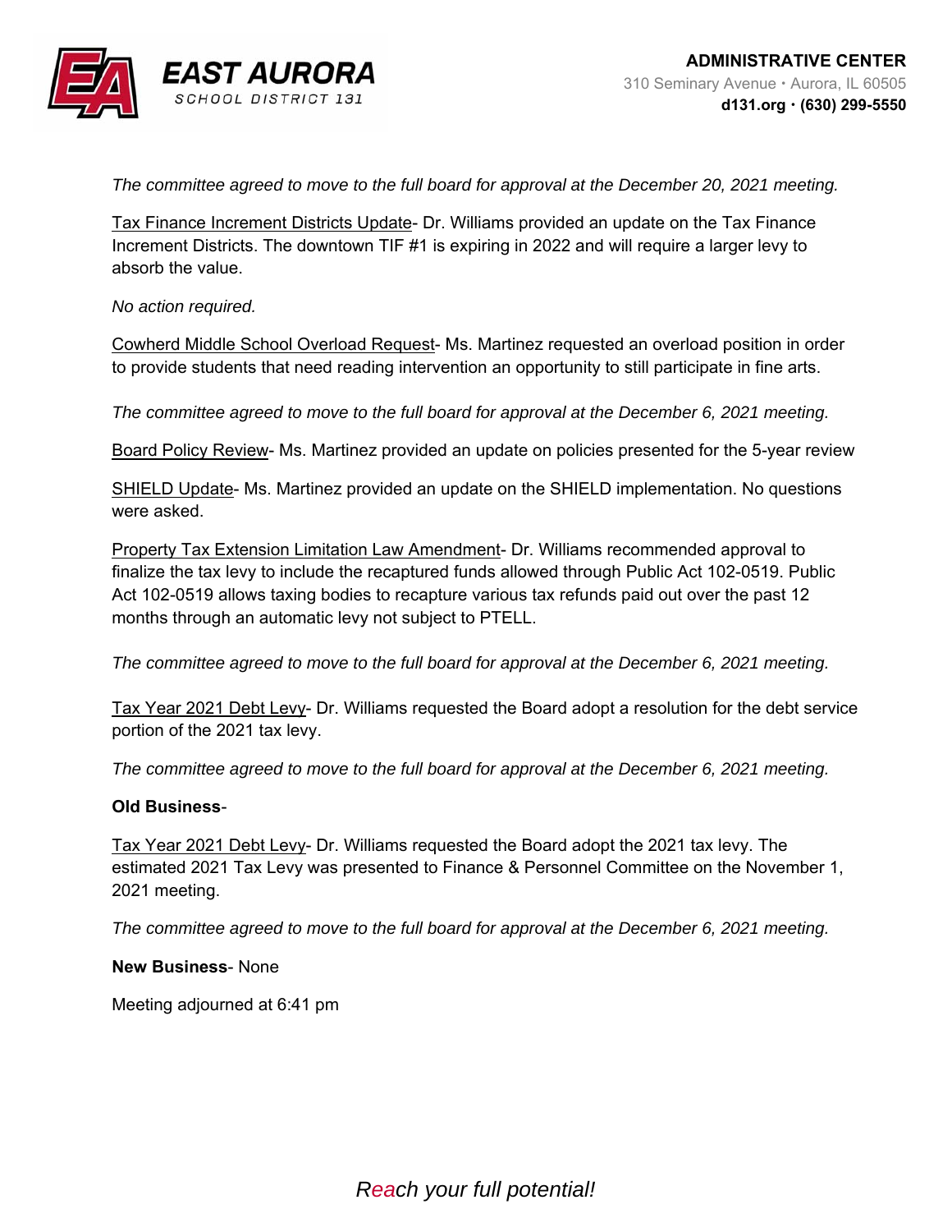*The committee agreed to move to the full board for approval at the December 20, 2021 meeting.*

Tax Finance Increment Districts Update- Dr. Williams provided an update on the Tax Finance Increment Districts. The downtown TIF #1 is expiring in 2022 and will require a larger levy to absorb the value.

*No action required.*

Cowherd Middle School Overload Request- Ms. Martinez requested an overload position in order to provide students that need reading intervention an opportunity to still participate in fine arts.

*The committee agreed to move to the full board for approval at the December 6, 2021 meeting.*

Board Policy Review- Ms. Martinez provided an update on policies presented for the 5-year review

SHIELD Update- Ms. Martinez provided an update on the SHIELD implementation. No questions were asked.

Property Tax Extension Limitation Law Amendment- Dr. Williams recommended approval to finalize the tax levy to include the recaptured funds allowed through Public Act 102-0519. Public Act 102-0519 allows taxing bodies to recapture various tax refunds paid out over the past 12 months through an automatic levy not subject to PTELL.

*The committee agreed to move to the full board for approval at the December 6, 2021 meeting.*

Tax Year 2021 Debt Levy- Dr. Williams requested the Board adopt a resolution for the debt service portion of the 2021 tax levy.

*The committee agreed to move to the full board for approval at the December 6, 2021 meeting.*

**Old Business**-

Tax Year 2021 Debt Levy- Dr. Williams requested the Board adopt the 2021 tax levy. The estimated 2021 Tax Levy was presented to Finance & Personnel Committee on the November 1, 2021 meeting.

*The committee agreed to move to the full board for approval at the December 6, 2021 meeting.*

**New Business**- None

Meeting adjourned at 6:41 pm